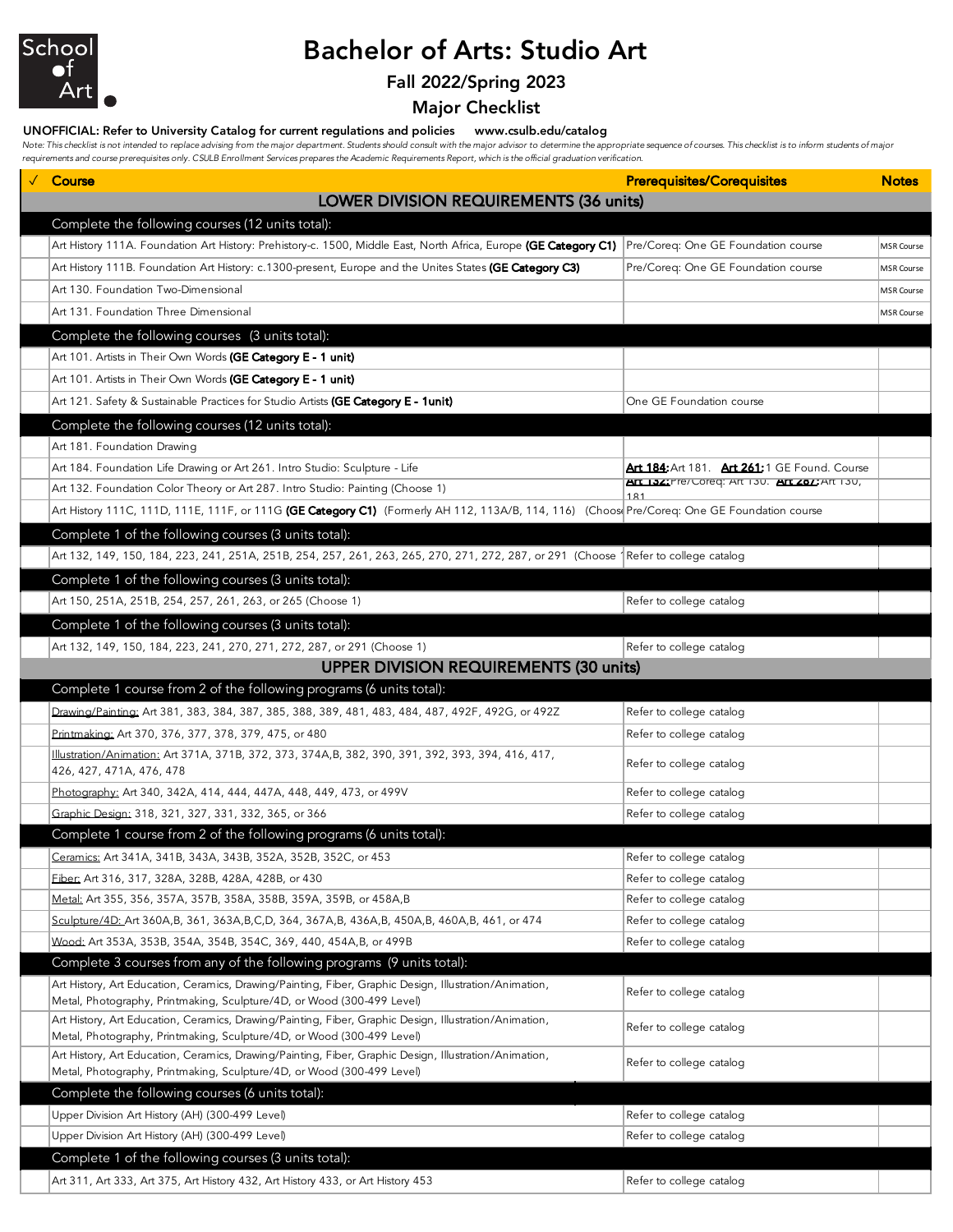School of Art

# Bachelor of Arts: Studio Art

## Fall 2022/Spring 2023

## Major Checklist

**UNOFFICIAL: Refer to University Catalog for current regulations and policies www.csulb.edu/catalog**

*Note: This checklist is not intended to replace advising from the major department. Students should consult with the major advisor to determine the appropriate sequence of courses. This checklist is to inform students of major requirements and course prerequisites only. CSULB Enrollment Services prepares the Academic Requirements Report, which is the official graduation verification.*

| ✓ | Course | Prerequisites/Corequisites | Notes |
|---|---|---|---|
| | **LOWER DIVISION REQUIREMENTS (36 units)** | | |
| | Complete the following courses (12 units total): | | |
| | Art History 111A. Foundation Art History: Prehistory-c. 1500, Middle East, North Africa, Europe **(GE Category C1)** | Pre/Coreq: One GE Foundation course | MSR Course |
| | Art History 111B. Foundation Art History: c.1300-present, Europe and the Unites States **(GE Category C3)** | Pre/Coreq: One GE Foundation course | MSR Course |
| | Art 130. Foundation Two-Dimensional | | MSR Course |
| | Art 131. Foundation Three Dimensional | | MSR Course |
| | Complete the following courses (3 units total): | | |
| | Art 101. Artists in Their Own Words **(GE Category E - 1 unit)** | | |
| | Art 101. Artists in Their Own Words **(GE Category E - 1 unit)** | | |
| | Art 121. Safety & Sustainable Practices for Studio Artists **(GE Category E - 1unit)** | One GE Foundation course | |
| | Complete the following courses (12 units total): | | |
| | Art 181. Foundation Drawing | | |
| | Art 184. Foundation Life Drawing or Art 261. Intro Studio: Sculpture - Life | **Art 184:** Art 181. **Art 261:** 1 GE Found. Course | |
| | Art 132. Foundation Color Theory or Art 287. Intro Studio: Painting (Choose 1) | **Art 132:** Pre/Coreq: Art 130. **Art 287:** Art 130, 181 | |
| | Art History 111C, 111D, 111E, 111F, or 111G **(GE Category C1)** (Formerly AH 112, 113A/B, 114, 116) (Choose | Pre/Coreq: One GE Foundation course | |
| | Complete 1 of the following courses (3 units total): | | |
| | Art 132, 149, 150, 184, 223, 241, 251A, 251B, 254, 257, 261, 263, 265, 270, 271, 272, 287, or 291 (Choose 1 | Refer to college catalog | |
| | Complete 1 of the following courses (3 units total): | | |
| | Art 150, 251A, 251B, 254, 257, 261, 263, or 265 (Choose 1) | Refer to college catalog | |
| | Complete 1 of the following courses (3 units total): | | |
| | Art 132, 149, 150, 184, 223, 241, 270, 271, 272, 287, or 291 (Choose 1) | Refer to college catalog | |
| | **UPPER DIVISION REQUIREMENTS (30 units)** | | |
| | Complete 1 course from 2 of the following programs (6 units total): | | |
| | Drawing/Painting: Art 381, 383, 384, 387, 385, 388, 389, 481, 483, 484, 487, 492F, 492G, or 492Z | Refer to college catalog | |
| | Printmaking: Art 370, 376, 377, 378, 379, 475, or 480 | Refer to college catalog | |
| | Illustration/Animation: Art 371A, 371B, 372, 373, 374A,B, 382, 390, 391, 392, 393, 394, 416, 417, 426, 427, 471A, 476, 478 | Refer to college catalog | |
| | Photography: Art 340, 342A, 414, 444, 447A, 448, 449, 473, or 499V | Refer to college catalog | |
| | Graphic Design: 318, 321, 327, 331, 332, 365, or 366 | Refer to college catalog | |
| | Complete 1 course from 2 of the following programs (6 units total): | | |
| | Ceramics: Art 341A, 341B, 343A, 343B, 352A, 352B, 352C, or 453 | Refer to college catalog | |
| | Fiber: Art 316, 317, 328A, 328B, 428A, 428B, or 430 | Refer to college catalog | |
| | Metal: Art 355, 356, 357A, 357B, 358A, 358B, 359A, 359B, or 458A,B | Refer to college catalog | |
| | Sculpture/4D: Art 360A,B, 361, 363A,B,C,D, 364, 367A,B, 436A,B, 450A,B, 460A,B, 461, or 474 | Refer to college catalog | |
| | Wood: Art 353A, 353B, 354A, 354B, 354C, 369, 440, 454A,B, or 499B | Refer to college catalog | |
| | Complete 3 courses from any of the following programs (9 units total): | | |
| | Art History, Art Education, Ceramics, Drawing/Painting, Fiber, Graphic Design, Illustration/Animation, Metal, Photography, Printmaking, Sculpture/4D, or Wood (300-499 Level) | Refer to college catalog | |
| | Art History, Art Education, Ceramics, Drawing/Painting, Fiber, Graphic Design, Illustration/Animation, Metal, Photography, Printmaking, Sculpture/4D, or Wood (300-499 Level) | Refer to college catalog | |
| | Art History, Art Education, Ceramics, Drawing/Painting, Fiber, Graphic Design, Illustration/Animation, Metal, Photography, Printmaking, Sculpture/4D, or Wood (300-499 Level) | Refer to college catalog | |
| | Complete the following courses (6 units total): | | |
| | Upper Division Art History (AH) (300-499 Level) | Refer to college catalog | |
| | Upper Division Art History (AH) (300-499 Level) | Refer to college catalog | |
| | Complete 1 of the following courses (3 units total): | | |
| | Art 311, Art 333, Art 375, Art History 432, Art History 433, or Art History 453 | Refer to college catalog | |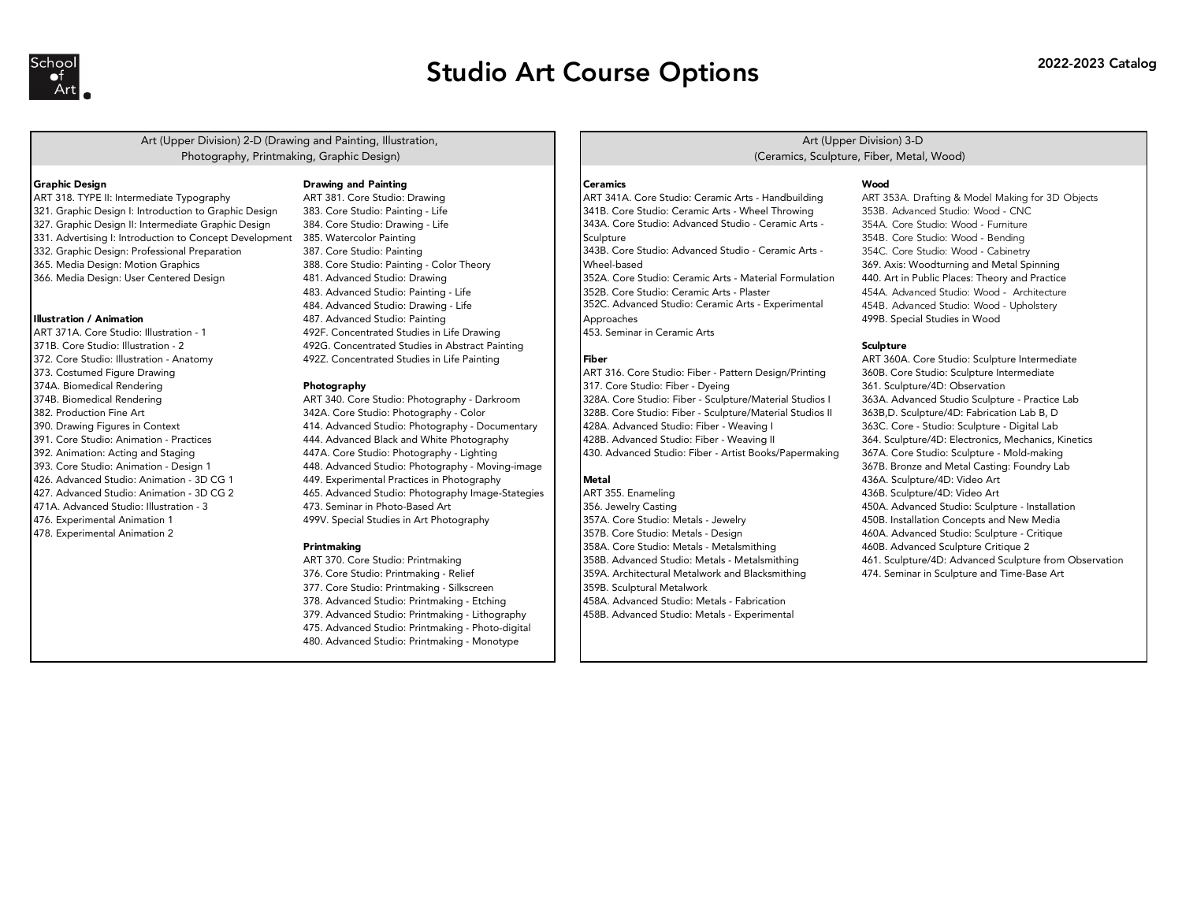# Studio Art Course Options

2022-2023 Catalog

## Art (Upper Division) 2-D (Drawing and Painting, Illustration, Photography, Printmaking, Graphic Design)

**Graphic Design**

ART 318. TYPE II: Intermediate Typography
321. Graphic Design I: Introduction to Graphic Design
327. Graphic Design II: Intermediate Graphic Design
331. Advertising I: Introduction to Concept Development
332. Graphic Design: Professional Preparation
365. Media Design: Motion Graphics
366. Media Design: User Centered Design

**Illustration / Animation**

ART 371A. Core Studio: Illustration - 1
371B. Core Studio: Illustration - 2
372. Core Studio: Illustration - Anatomy
373. Costumed Figure Drawing
374A. Biomedical Rendering
374B. Biomedical Rendering
382. Production Fine Art
390. Drawing Figures in Context
391. Core Studio: Animation - Practices
392. Animation: Acting and Staging
393. Core Studio: Animation - Design 1
426. Advanced Studio: Animation - 3D CG 1
427. Advanced Studio: Animation - 3D CG 2
471A. Advanced Studio: Illustration - 3
476. Experimental Animation 1
478. Experimental Animation 2

**Drawing and Painting**

ART 381. Core Studio: Drawing
383. Core Studio: Painting - Life
384. Core Studio: Drawing - Life
385. Watercolor Painting
387. Core Studio: Painting
388. Core Studio: Painting - Color Theory
481. Advanced Studio: Drawing
483. Advanced Studio: Painting - Life
484. Advanced Studio: Drawing - Life
487. Advanced Studio: Painting
492F. Concentrated Studies in Life Drawing
492G. Concentrated Studies in Abstract Painting
492Z. Concentrated Studies in Life Painting

**Photography**

ART 340. Core Studio: Photography - Darkroom
342A. Core Studio: Photography - Color
414. Advanced Studio: Photography - Documentary
444. Advanced Black and White Photography
447A. Core Studio: Photography - Lighting
448. Advanced Studio: Photography - Moving-image
449. Experimental Practices in Photography
465. Advanced Studio: Photography Image-Stategies
473. Seminar in Photo-Based Art
499V. Special Studies in Art Photography

**Printmaking**

ART 370. Core Studio: Printmaking
376. Core Studio: Printmaking - Relief
377. Core Studio: Printmaking - Silkscreen
378. Advanced Studio: Printmaking - Etching
379. Advanced Studio: Printmaking - Lithography
475. Advanced Studio: Printmaking - Photo-digital
480. Advanced Studio: Printmaking - Monotype

## Art (Upper Division) 3-D (Ceramics, Sculpture, Fiber, Metal, Wood)

**Ceramics**

ART 341A. Core Studio: Ceramic Arts - Handbuilding
341B. Core Studio: Ceramic Arts - Wheel Throwing
343A. Core Studio: Advanced Studio - Ceramic Arts - Sculpture
343B. Core Studio: Advanced Studio - Ceramic Arts - Wheel-based
352A. Core Studio: Ceramic Arts - Material Formulation
352B. Core Studio: Ceramic Arts - Plaster
352C. Advanced Studio: Ceramic Arts - Experimental Approaches
453. Seminar in Ceramic Arts

**Fiber**

ART 316. Core Studio: Fiber - Pattern Design/Printing
317. Core Studio: Fiber - Dyeing
328A. Core Studio: Fiber - Sculpture/Material Studios I
328B. Core Studio: Fiber - Sculpture/Material Studios II
428A. Advanced Studio: Fiber - Weaving I
428B. Advanced Studio: Fiber - Weaving II
430. Advanced Studio: Fiber - Artist Books/Papermaking

**Metal**

ART 355. Enameling
356. Jewelry Casting
357A. Core Studio: Metals - Jewelry
357B. Core Studio: Metals - Design
358A. Core Studio: Metals - Metalsmithing
358B. Advanced Studio: Metals - Metalsmithing
359A. Architectural Metalwork and Blacksmithing
359B. Sculptural Metalwork
458A. Advanced Studio: Metals - Fabrication
458B. Advanced Studio: Metals - Experimental

**Wood**

ART 353A. Drafting & Model Making for 3D Objects
353B. Advanced Studio: Wood - CNC
354A. Core Studio: Wood - Furniture
354B. Core Studio: Wood - Bending
354C. Core Studio: Wood - Cabinetry
369. Axis: Woodturning and Metal Spinning
440. Art in Public Places: Theory and Practice
454A. Advanced Studio: Wood - Architecture
454B. Advanced Studio: Wood - Upholstery
499B. Special Studies in Wood

**Sculpture**

ART 360A. Core Studio: Sculpture Intermediate
360B. Core Studio: Sculpture Intermediate
361. Sculpture/4D: Observation
363A. Advanced Studio Sculpture - Practice Lab
363B,D. Sculpture/4D: Fabrication Lab B, D
363C. Core - Studio: Sculpture - Digital Lab
364. Sculpture/4D: Electronics, Mechanics, Kinetics
367A. Core Studio: Sculpture - Mold-making
367B. Bronze and Metal Casting: Foundry Lab
436A. Sculpture/4D: Video Art
436B. Sculpture/4D: Video Art
450A. Advanced Studio: Sculpture - Installation
450B. Installation Concepts and New Media
460A. Advanced Studio: Sculpture - Critique
460B. Advanced Sculpture Critique 2
461. Sculpture/4D: Advanced Sculpture from Observation
474. Seminar in Sculpture and Time-Base Art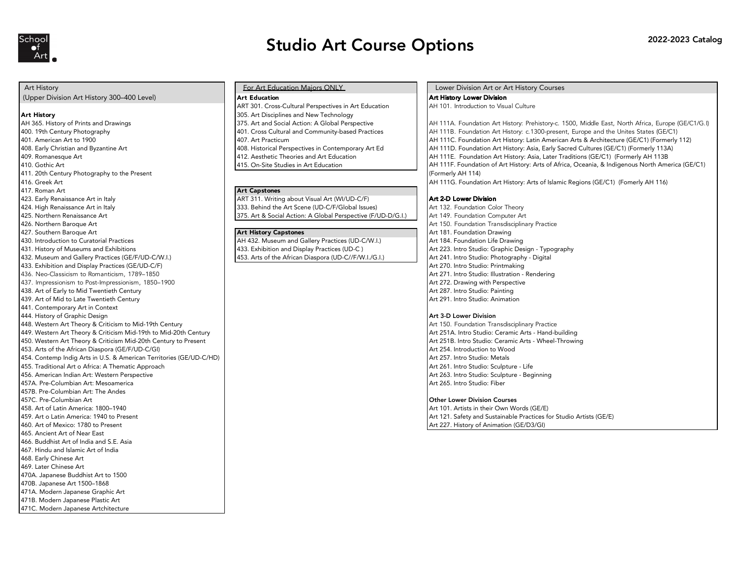School of Art

# Studio Art Course Options

2022-2023 Catalog

## Art History
(Upper Division Art History 300–400 Level)

**Art History**

AH 365. History of Prints and Drawings
400. 19th Century Photography
401. American Art to 1900
408. Early Christian and Byzantine Art
409. Romanesque Art
410. Gothic Art
411. 20th Century Photography to the Present
416. Greek Art
417. Roman Art
423. Early Renaissance Art in Italy
424. High Renaissance Art in Italy
425. Northern Renaissance Art
426. Northern Baroque Art
427. Southern Baroque Art
430. Introduction to Curatorial Practices
431. History of Museums and Exhibitions
432. Museum and Gallery Practices (GE/F/UD-C/W.I.)
433. Exhibition and Display Practices (GE/UD-C/F)
436. Neo-Classicism to Romanticism, 1789–1850
437. Impressionism to Post-Impressionism, 1850–1900
438. Art of Early to Mid Twentieth Century
439. Art of Mid to Late Twentieth Century
441. Contemporary Art in Context
444. History of Graphic Design
448. Western Art Theory & Criticism to Mid-19th Century
449. Western Art Theory & Criticism Mid-19th to Mid-20th Century
450. Western Art Theory & Criticism Mid-20th Century to Present
453. Arts of the African Diaspora (GE/F/UD-C/GI)
454. Contemp Indig Arts in U.S. & American Territories (GE/UD-C/HD)
455. Traditional Art o Africa: A Thematic Approach
456. American Indian Art: Western Perspective
457A. Pre-Columbian Art: Mesoamerica
457B. Pre-Columbian Art: The Andes
457C. Pre-Columbian Art
458. Art of Latin America: 1800–1940
459. Art o Latin America: 1940 to Present
460. Art of Mexico: 1780 to Present
465. Ancient Art of Near East
466. Buddhist Art of India and S.E. Asia
467. Hindu and Islamic Art of India
468. Early Chinese Art
469. Later Chinese Art
470A. Japanese Buddhist Art to 1500
470B. Japanese Art 1500–1868
471A. Modern Japanese Graphic Art
471B. Modern Japanese Plastic Art
471C. Modern Japanese Artchitecture

## For Art Education Majors ONLY

**Art Education**

ART 301. Cross-Cultural Perspectives in Art Education
305. Art Disciplines and New Technology
375. Art and Social Action: A Global Perspective
401. Cross Cultural and Community-based Practices
407. Art Practicum
408. Historical Perspectives in Contemporary Art Ed
412. Aesthetic Theories and Art Education
415. On-Site Studies in Art Education

**Art Capstones**

ART 311. Writing about Visual Art (WI/UD-C/F)
333. Behind the Art Scene (UD-C/F/Global Issues)
375. Art & Social Action: A Global Perspective (F/UD-D/G.I.)

**Art History Capstones**

AH 432. Museum and Gallery Practices (UD-C/W.I.)
433. Exhibition and Display Practices (UD-C )
453. Arts of the African Diaspora (UD-C//F/W.I./G.I.)

## Lower Division Art or Art History Courses

**Art History Lower Division**

AH 101. Introduction to Visual Culture

AH 111A. Foundation Art History: Prehistory-c. 1500, Middle East, North Africa, Europe (GE/C1/G.I)
AH 111B. Foundation Art History: c.1300-present, Europe and the Unites States (GE/C1)
AH 111C. Foundation Art History: Latin American Arts & Architecture (GE/C1) (Formerly 112)
AH 111D. Foundation Art History: Asia, Early Sacred Cultures (GE/C1) (Formerly 113A)
AH 111E. Foundation Art History: Asia, Later Traditions (GE/C1) (Formerly AH 113B
AH 111F. Foundation of Art History: Arts of Africa, Oceania, & Indigenous North America (GE/C1) (Formerly AH 114)
AH 111G. Foundation Art History: Arts of Islamic Regions (GE/C1) (Fomerly AH 116)

**Art 2-D Lower Division**

Art 132. Foundation Color Theory
Art 149. Foundation Computer Art
Art 150. Foundation Transdisciplinary Practice
Art 181. Foundation Drawing
Art 184. Foundation Life Drawing
Art 223. Intro Studio: Graphic Design - Typography
Art 241. Intro Studio: Photography - Digital
Art 270. Intro Studio: Printmaking
Art 271. Intro Studio: Illustration - Rendering
Art 272. Drawing with Perspective
Art 287. Intro Studio: Painting
Art 291. Intro Studio: Animation

**Art 3-D Lower Division**

Art 150. Foundation Transdisciplinary Practice
Art 251A. Intro Studio: Ceramic Arts - Hand-building
Art 251B. Intro Studio: Ceramic Arts - Wheel-Throwing
Art 254. Introduction to Wood
Art 257. Intro Studio: Metals
Art 261. Intro Studio: Sculpture - Life
Art 263. Intro Studio: Sculpture - Beginning
Art 265. Intro Studio: Fiber

**Other Lower Division Courses**

Art 101. Artists in their Own Words (GE/E)
Art 121. Safety and Sustainable Practices for Studio Artists (GE/E)
Art 227. History of Animation (GE/D3/GI)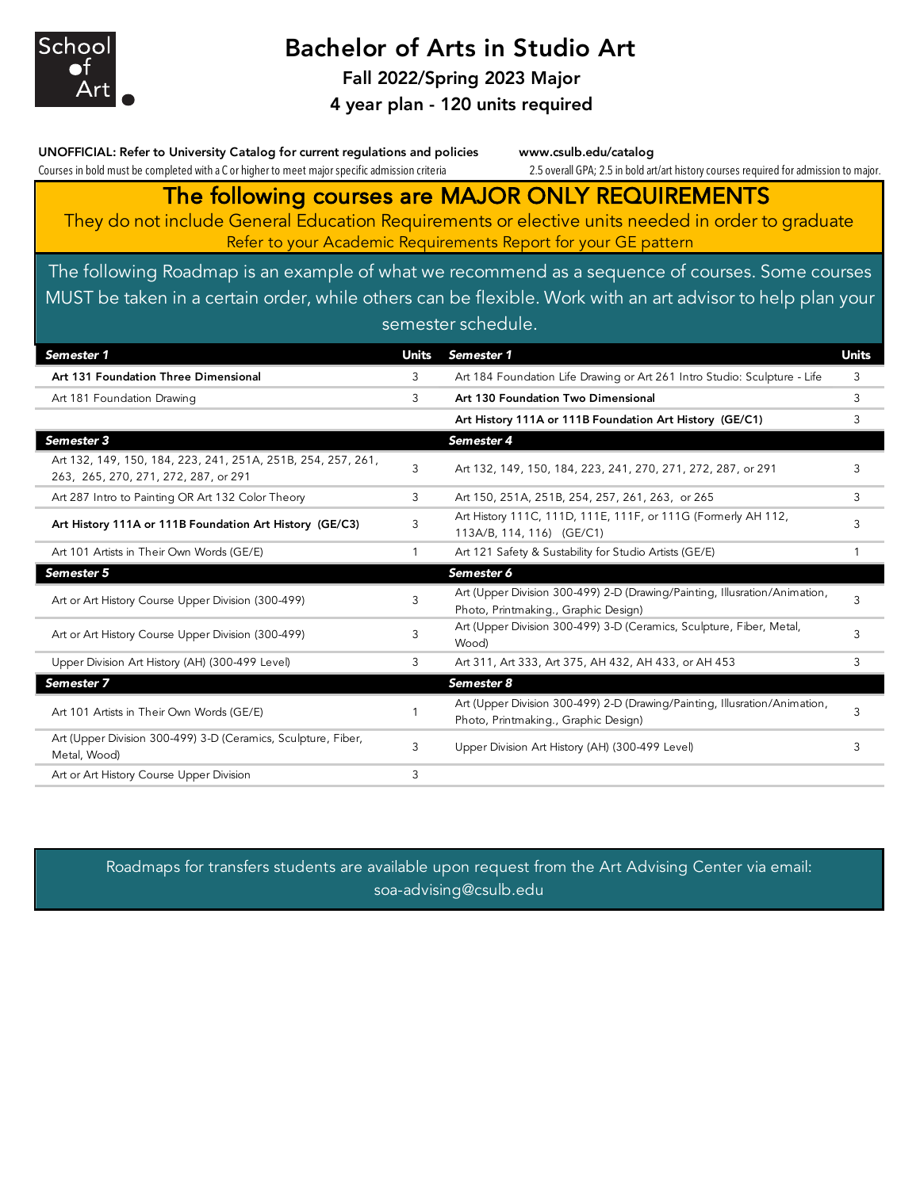School of Art

# Bachelor of Arts in Studio Art

## Fall 2022/Spring 2023 Major

## 4 year plan - 120 units required

**UNOFFICIAL: Refer to University Catalog for current regulations and policies** **www.csulb.edu/catalog**

Courses in bold must be completed with a C or higher to meet major specific admission criteria. 2.5 overall GPA; 2.5 in bold art/art history courses required for admission to major.

## The following courses are MAJOR ONLY REQUIREMENTS

They do not include General Education Requirements or elective units needed in order to graduate

Refer to your Academic Requirements Report for your GE pattern

The following Roadmap is an example of what we recommend as a sequence of courses. Some courses MUST be taken in a certain order, while others can be flexible. Work with an art advisor to help plan your semester schedule.

| *Semester 1* | Units | *Semester 1* | Units |
|---|---|---|---|
| **Art 131 Foundation Three Dimensional** | 3 | Art 184 Foundation Life Drawing or Art 261 Intro Studio: Sculpture - Life | 3 |
| Art 181 Foundation Drawing | 3 | **Art 130 Foundation Two Dimensional** | 3 |
| | | **Art History 111A or 111B Foundation Art History (GE/C1)** | 3 |
| ***Semester 3*** | | ***Semester 4*** | |
| Art 132, 149, 150, 184, 223, 241, 251A, 251B, 254, 257, 261, 263, 265, 270, 271, 272, 287, or 291 | 3 | Art 132, 149, 150, 184, 223, 241, 270, 271, 272, 287, or 291 | 3 |
| Art 287 Intro to Painting OR Art 132 Color Theory | 3 | Art 150, 251A, 251B, 254, 257, 261, 263, or 265 | 3 |
| **Art History 111A or 111B Foundation Art History (GE/C3)** | 3 | Art History 111C, 111D, 111E, 111F, or 111G (Formerly AH 112, 113A/B, 114, 116) (GE/C1) | 3 |
| Art 101 Artists in Their Own Words (GE/E) | 1 | Art 121 Safety & Sustability for Studio Artists (GE/E) | 1 |
| ***Semester 5*** | | ***Semester 6*** | |
| Art or Art History Course Upper Division (300-499) | 3 | Art (Upper Division 300-499) 2-D (Drawing/Painting, Illusration/Animation, Photo, Printmaking., Graphic Design) | 3 |
| Art or Art History Course Upper Division (300-499) | 3 | Art (Upper Division 300-499) 3-D (Ceramics, Sculpture, Fiber, Metal, Wood) | 3 |
| Upper Division Art History (AH) (300-499 Level) | 3 | Art 311, Art 333, Art 375, AH 432, AH 433, or AH 453 | 3 |
| ***Semester 7*** | | ***Semester 8*** | |
| Art 101 Artists in Their Own Words (GE/E) | 1 | Art (Upper Division 300-499) 2-D (Drawing/Painting, Illusration/Animation, Photo, Printmaking., Graphic Design) | 3 |
| Art (Upper Division 300-499) 3-D (Ceramics, Sculpture, Fiber, Metal, Wood) | 3 | Upper Division Art History (AH) (300-499 Level) | 3 |
| Art or Art History Course Upper Division | 3 | | |

Roadmaps for transfers students are available upon request from the Art Advising Center via email: soa-advising@csulb.edu